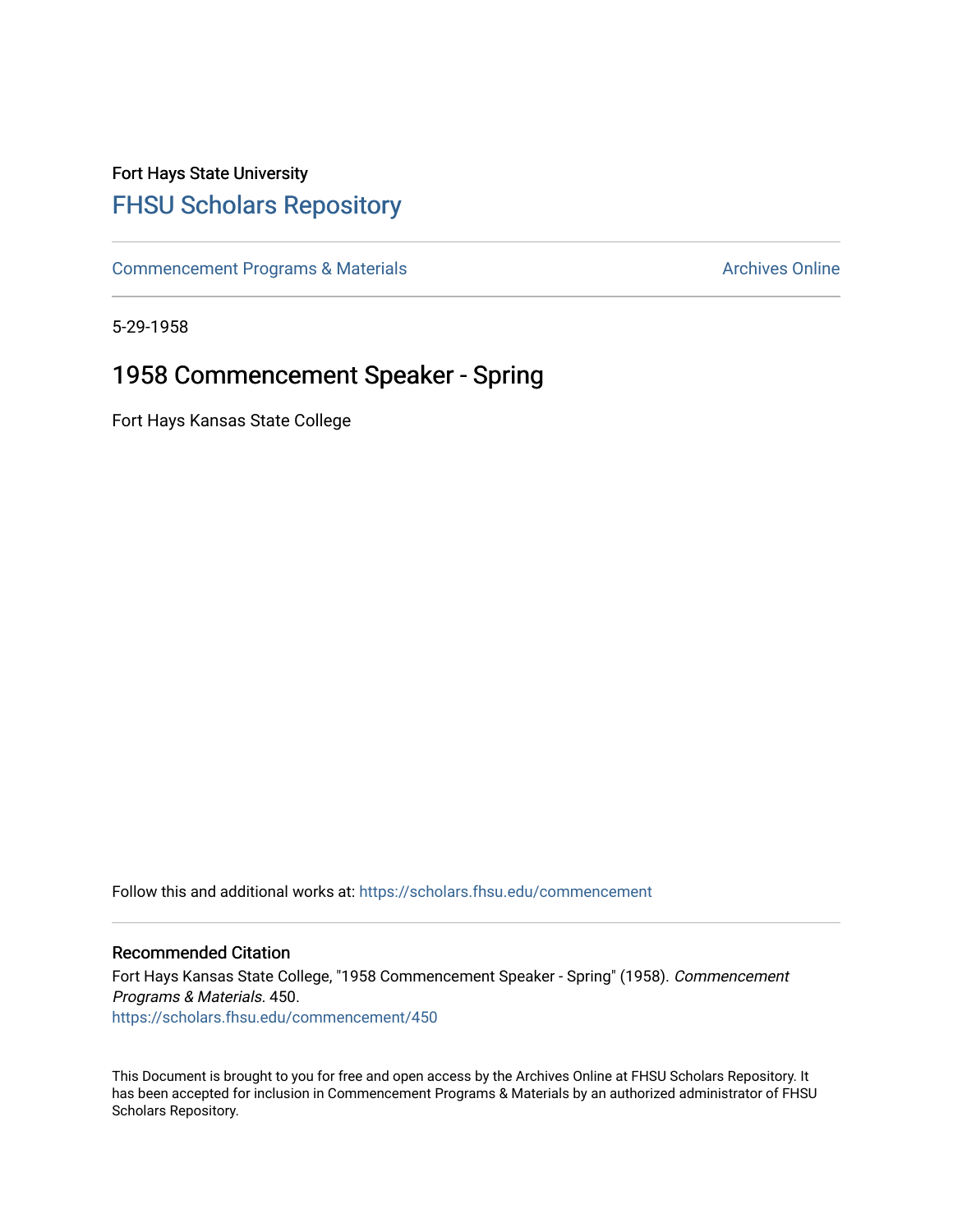Fort Hays State University

# FHSU Scholars Repository

Commencement Programs & Materials

Archives Online

5-29-1958

## 1958 Commencement Speaker - Spring

Fort Hays Kansas State College

Follow this and additional works at: https://scholars.fhsu.edu/commencement

### Recommended Citation

Fort Hays Kansas State College, "1958 Commencement Speaker - Spring" (1958). *Commencement Programs & Materials*. 450.
https://scholars.fhsu.edu/commencement/450

This Document is brought to you for free and open access by the Archives Online at FHSU Scholars Repository. It has been accepted for inclusion in Commencement Programs & Materials by an authorized administrator of FHSU Scholars Repository.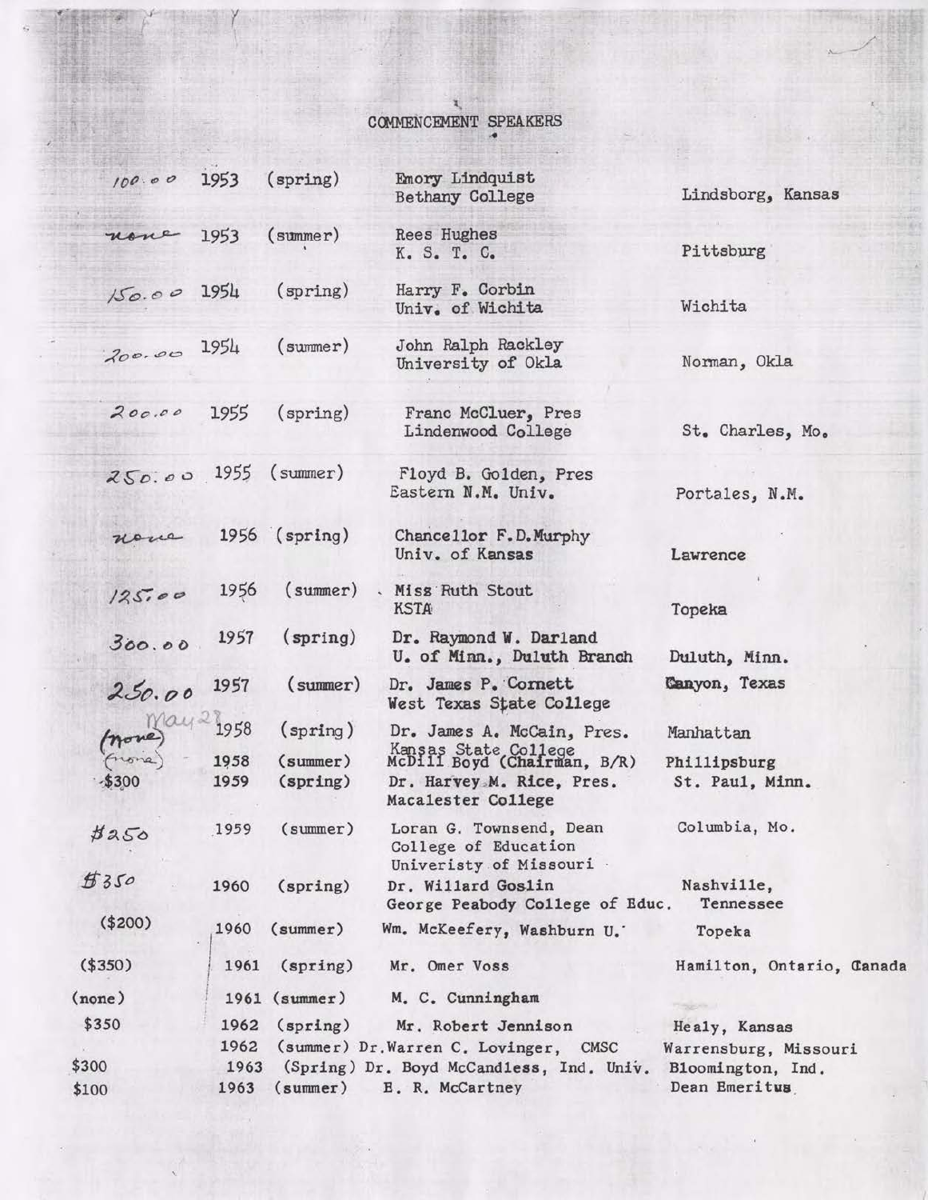# COMMENCEMENT SPEAKERS

| | | | | |
|---|---|---|---|---|
| 100.00 | 1953 | (spring) | Emory Lindquist<br>Bethany College | Lindsborg, Kansas |
| none | 1953 | (summer) | Rees Hughes<br>K. S. T. C. | Pittsburg |
| 150.00 | 1954 | (spring) | Harry F. Corbin<br>Univ. of Wichita | Wichita |
| 200.00 | 1954 | (summer) | John Ralph Rackley<br>University of Okla | Norman, Okla |
| 200.00 | 1955 | (spring) | Franc McCluer, Pres<br>Lindenwood College | St. Charles, Mo. |
| 250.00 | 1955 | (summer) | Floyd B. Golden, Pres<br>Eastern N.M. Univ. | Portales, N.M. |
| none | 1956 | (spring) | Chancellor F.D.Murphy<br>Univ. of Kansas | Lawrence |
| 125.00 | 1956 | (summer) | Miss Ruth Stout<br>KSTA | Topeka |
| 300.00 | 1957 | (spring) | Dr. Raymond W. Darland<br>U. of Minn., Duluth Branch | Duluth, Minn. |
| 250.00 | 1957 | (summer) | Dr. James P. Cornett<br>West Texas State College | Canyon, Texas |
| May 28 (none) | 1958 | (spring) | Dr. James A. McCain, Pres.<br>Kansas State College | Manhattan |
| (none) | 1958 | (summer) | McDill Boyd (Chairman, B/R) | Phillipsburg |
| $300 | 1959 | (spring) | Dr. Harvey M. Rice, Pres.<br>Macalester College | St. Paul, Minn. |
| $250 | 1959 | (summer) | Loran G. Townsend, Dean<br>College of Education<br>Univeristy of Missouri | Columbia, Mo. |
| $350 | 1960 | (spring) | Dr. Willard Goslin<br>George Peabody College of Educ. | Nashville,<br>Tennessee |
| ($200) | 1960 | (summer) | Wm. McKeefery, Washburn U. | Topeka |
| ($350) | 1961 | (spring) | Mr. Omer Voss | Hamilton, Ontario, Canada |
| (none) | 1961 | (summer) | M. C. Cunningham | |
| $350 | 1962 | (spring) | Mr. Robert Jennison | Healy, Kansas |
| | 1962 | (summer) | Dr.Warren C. Lovinger, CMSC | Warrensburg, Missouri |
| $300 | 1963 | (Spring) | Dr. Boyd McCandless, Ind. Univ. | Bloomington, Ind. |
| $100 | 1963 | (summer) | E. R. McCartney | Dean Emeritus |